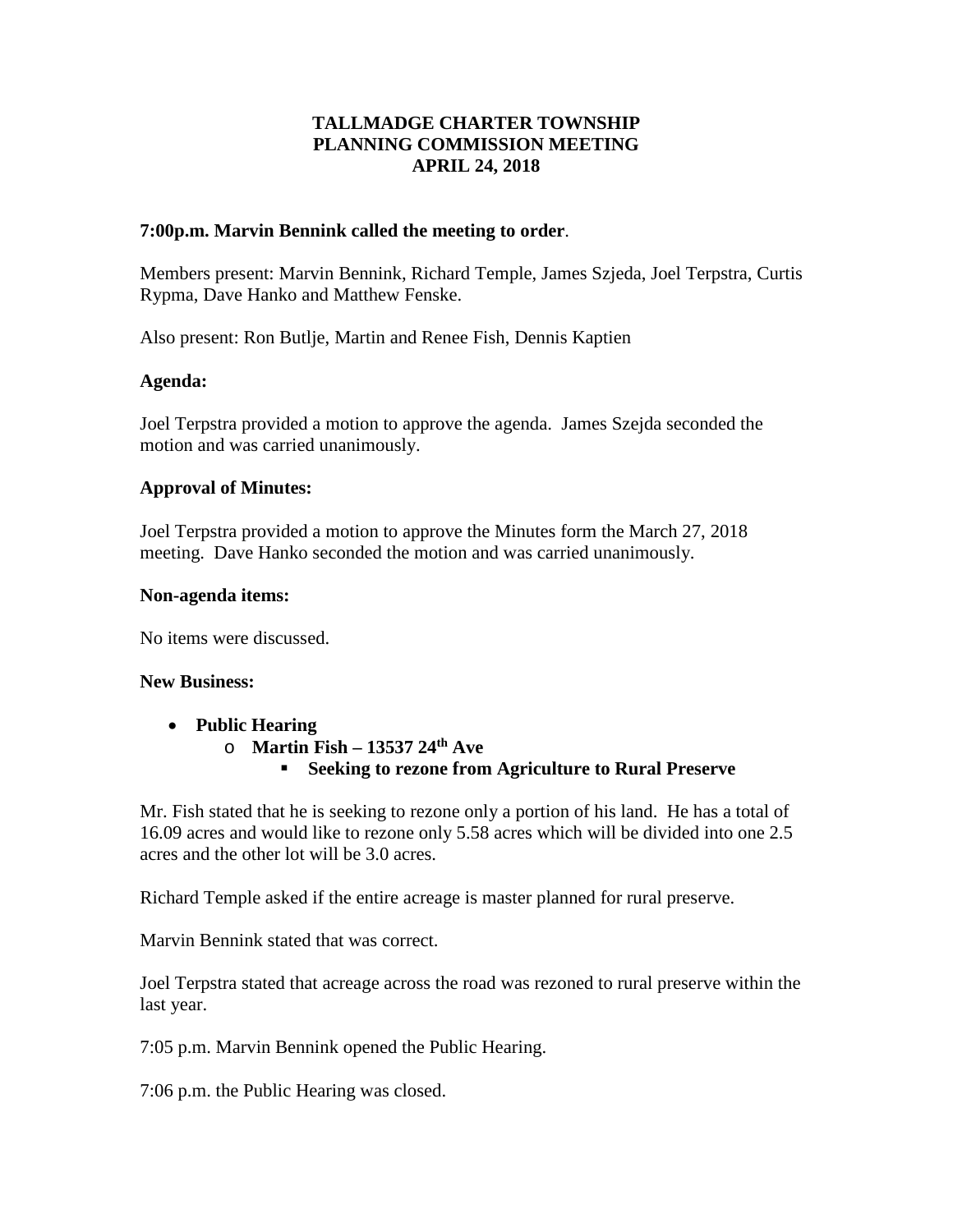# TALLMADGE CHARTER TOWNSHIP
# PLANNING COMMISSION MEETING
# APRIL 24, 2018

**7:00p.m. Marvin Bennink called the meeting to order**.

Members present: Marvin Bennink, Richard Temple, James Szjeda, Joel Terpstra, Curtis Rypma, Dave Hanko and Matthew Fenske.

Also present: Ron Butlje, Martin and Renee Fish, Dennis Kaptien

**Agenda:**

Joel Terpstra provided a motion to approve the agenda. James Szejda seconded the motion and was carried unanimously.

**Approval of Minutes:**

Joel Terpstra provided a motion to approve the Minutes form the March 27, 2018 meeting. Dave Hanko seconded the motion and was carried unanimously.

**Non-agenda items:**

No items were discussed.

**New Business:**

- **Public Hearing**
  - **Martin Fish – 13537 24th Ave**
    - **Seeking to rezone from Agriculture to Rural Preserve**

Mr. Fish stated that he is seeking to rezone only a portion of his land. He has a total of 16.09 acres and would like to rezone only 5.58 acres which will be divided into one 2.5 acres and the other lot will be 3.0 acres.

Richard Temple asked if the entire acreage is master planned for rural preserve.

Marvin Bennink stated that was correct.

Joel Terpstra stated that acreage across the road was rezoned to rural preserve within the last year.

7:05 p.m. Marvin Bennink opened the Public Hearing.

7:06 p.m. the Public Hearing was closed.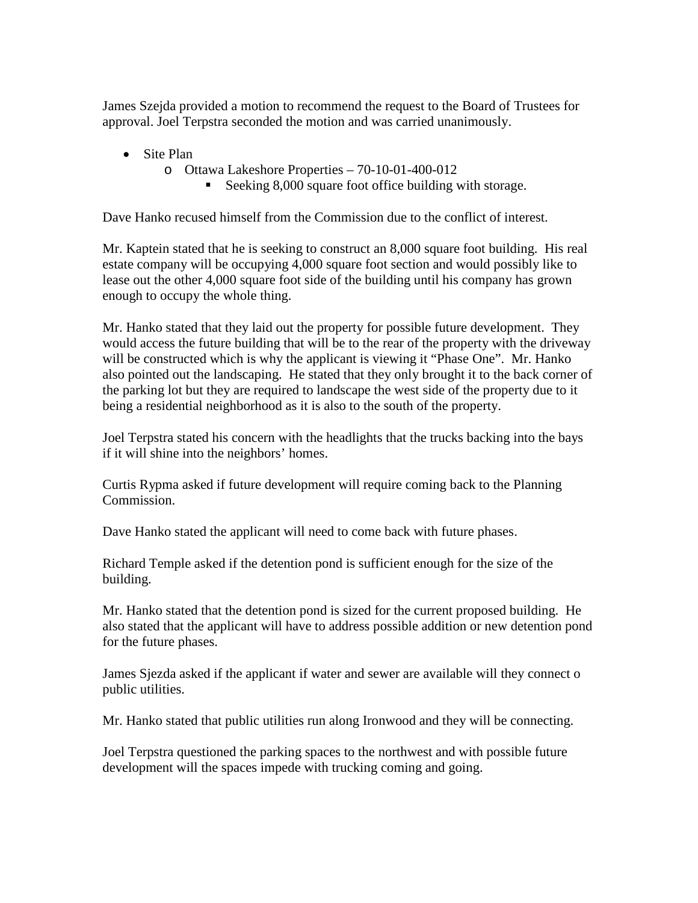James Szejda provided a motion to recommend the request to the Board of Trustees for approval. Joel Terpstra seconded the motion and was carried unanimously.

- Site Plan
  - Ottawa Lakeshore Properties – 70-10-01-400-012
    - Seeking 8,000 square foot office building with storage.

Dave Hanko recused himself from the Commission due to the conflict of interest.

Mr. Kaptein stated that he is seeking to construct an 8,000 square foot building. His real estate company will be occupying 4,000 square foot section and would possibly like to lease out the other 4,000 square foot side of the building until his company has grown enough to occupy the whole thing.

Mr. Hanko stated that they laid out the property for possible future development. They would access the future building that will be to the rear of the property with the driveway will be constructed which is why the applicant is viewing it "Phase One". Mr. Hanko also pointed out the landscaping. He stated that they only brought it to the back corner of the parking lot but they are required to landscape the west side of the property due to it being a residential neighborhood as it is also to the south of the property.

Joel Terpstra stated his concern with the headlights that the trucks backing into the bays if it will shine into the neighbors' homes.

Curtis Rypma asked if future development will require coming back to the Planning Commission.

Dave Hanko stated the applicant will need to come back with future phases.

Richard Temple asked if the detention pond is sufficient enough for the size of the building.

Mr. Hanko stated that the detention pond is sized for the current proposed building. He also stated that the applicant will have to address possible addition or new detention pond for the future phases.

James Sjezda asked if the applicant if water and sewer are available will they connect o public utilities.

Mr. Hanko stated that public utilities run along Ironwood and they will be connecting.

Joel Terpstra questioned the parking spaces to the northwest and with possible future development will the spaces impede with trucking coming and going.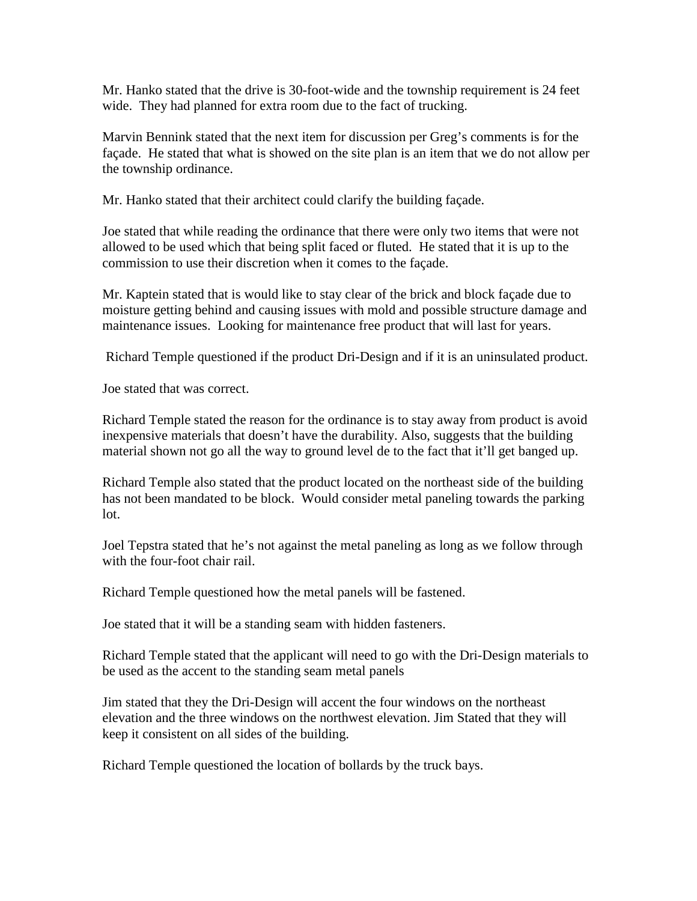Mr. Hanko stated that the drive is 30-foot-wide and the township requirement is 24 feet wide. They had planned for extra room due to the fact of trucking.

Marvin Bennink stated that the next item for discussion per Greg's comments is for the façade. He stated that what is showed on the site plan is an item that we do not allow per the township ordinance.

Mr. Hanko stated that their architect could clarify the building façade.

Joe stated that while reading the ordinance that there were only two items that were not allowed to be used which that being split faced or fluted. He stated that it is up to the commission to use their discretion when it comes to the façade.

Mr. Kaptein stated that is would like to stay clear of the brick and block façade due to moisture getting behind and causing issues with mold and possible structure damage and maintenance issues. Looking for maintenance free product that will last for years.

Richard Temple questioned if the product Dri-Design and if it is an uninsulated product.

Joe stated that was correct.

Richard Temple stated the reason for the ordinance is to stay away from product is avoid inexpensive materials that doesn't have the durability. Also, suggests that the building material shown not go all the way to ground level de to the fact that it'll get banged up.

Richard Temple also stated that the product located on the northeast side of the building has not been mandated to be block. Would consider metal paneling towards the parking lot.

Joel Tepstra stated that he's not against the metal paneling as long as we follow through with the four-foot chair rail.

Richard Temple questioned how the metal panels will be fastened.

Joe stated that it will be a standing seam with hidden fasteners.

Richard Temple stated that the applicant will need to go with the Dri-Design materials to be used as the accent to the standing seam metal panels

Jim stated that they the Dri-Design will accent the four windows on the northeast elevation and the three windows on the northwest elevation. Jim Stated that they will keep it consistent on all sides of the building.

Richard Temple questioned the location of bollards by the truck bays.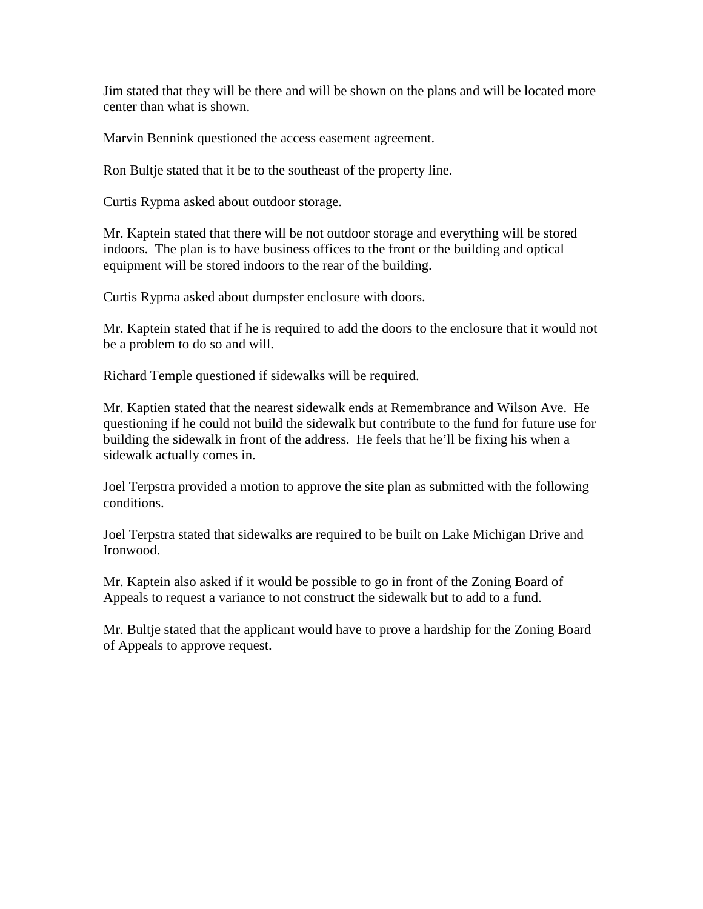Jim stated that they will be there and will be shown on the plans and will be located more center than what is shown.

Marvin Bennink questioned the access easement agreement.

Ron Bultje stated that it be to the southeast of the property line.

Curtis Rypma asked about outdoor storage.

Mr. Kaptein stated that there will be not outdoor storage and everything will be stored indoors.  The plan is to have business offices to the front or the building and optical equipment will be stored indoors to the rear of the building.

Curtis Rypma asked about dumpster enclosure with doors.

Mr. Kaptein stated that if he is required to add the doors to the enclosure that it would not be a problem to do so and will.

Richard Temple questioned if sidewalks will be required.

Mr. Kaptien stated that the nearest sidewalk ends at Remembrance and Wilson Ave.  He questioning if he could not build the sidewalk but contribute to the fund for future use for building the sidewalk in front of the address.  He feels that he'll be fixing his when a sidewalk actually comes in.

Joel Terpstra provided a motion to approve the site plan as submitted with the following conditions.

Joel Terpstra stated that sidewalks are required to be built on Lake Michigan Drive and Ironwood.

Mr. Kaptein also asked if it would be possible to go in front of the Zoning Board of Appeals to request a variance to not construct the sidewalk but to add to a fund.

Mr. Bultje stated that the applicant would have to prove a hardship for the Zoning Board of Appeals to approve request.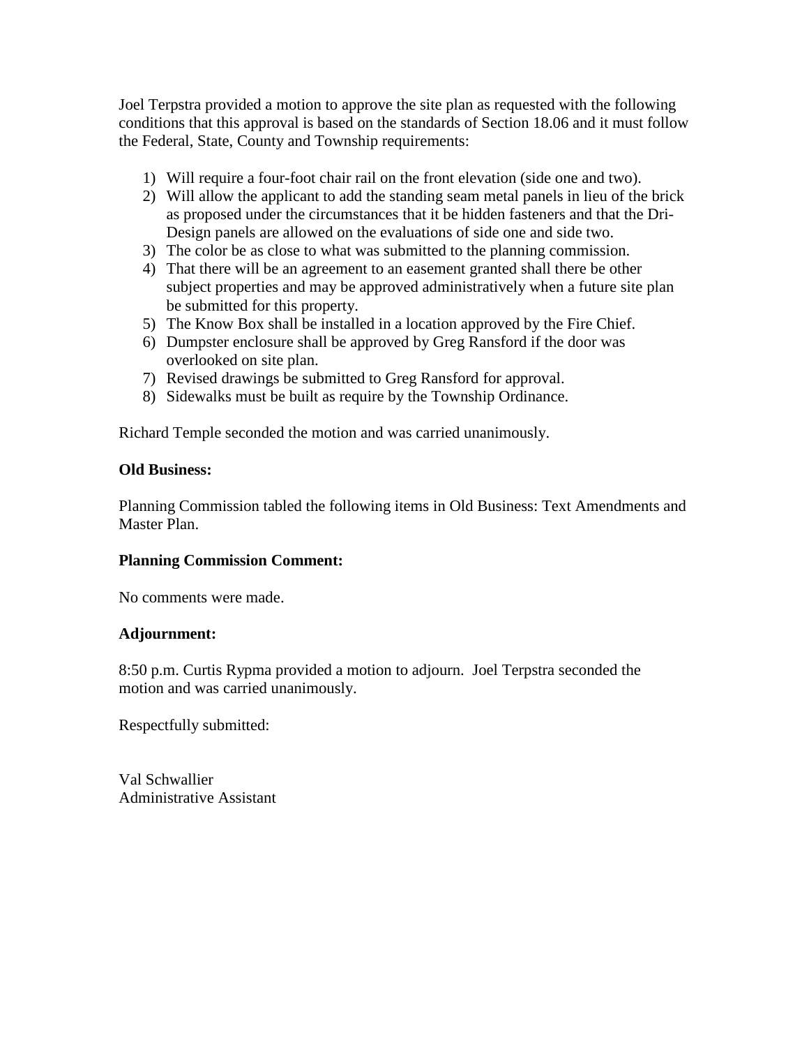Joel Terpstra provided a motion to approve the site plan as requested with the following conditions that this approval is based on the standards of Section 18.06 and it must follow the Federal, State, County and Township requirements:

1) Will require a four-foot chair rail on the front elevation (side one and two).
2) Will allow the applicant to add the standing seam metal panels in lieu of the brick as proposed under the circumstances that it be hidden fasteners and that the Dri-Design panels are allowed on the evaluations of side one and side two.
3) The color be as close to what was submitted to the planning commission.
4) That there will be an agreement to an easement granted shall there be other subject properties and may be approved administratively when a future site plan be submitted for this property.
5) The Know Box shall be installed in a location approved by the Fire Chief.
6) Dumpster enclosure shall be approved by Greg Ransford if the door was overlooked on site plan.
7) Revised drawings be submitted to Greg Ransford for approval.
8) Sidewalks must be built as require by the Township Ordinance.

Richard Temple seconded the motion and was carried unanimously.

**Old Business:**

Planning Commission tabled the following items in Old Business: Text Amendments and Master Plan.

**Planning Commission Comment:**

No comments were made.

**Adjournment:**

8:50 p.m. Curtis Rypma provided a motion to adjourn. Joel Terpstra seconded the motion and was carried unanimously.

Respectfully submitted:

Val Schwallier
Administrative Assistant